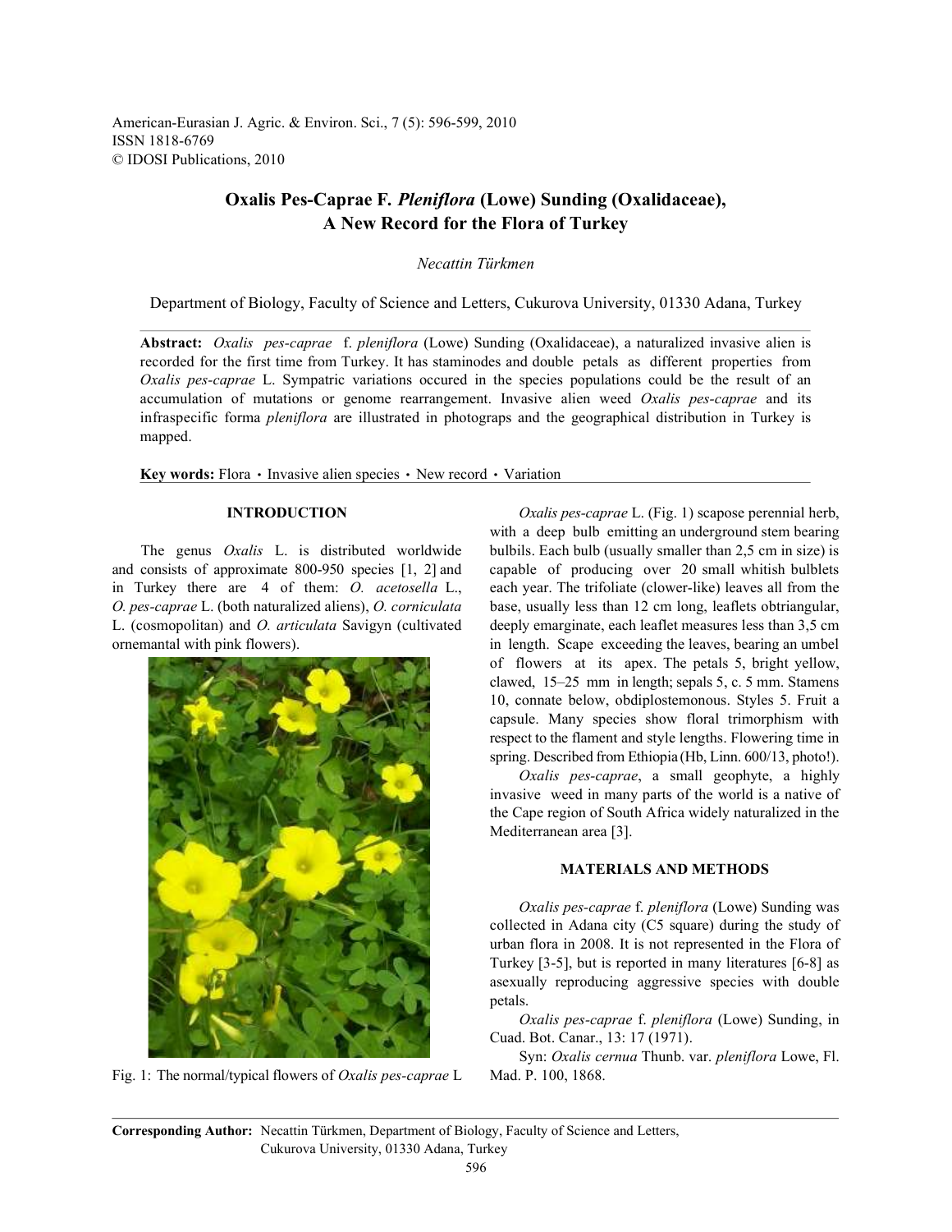American-Eurasian J. Agric. & Environ. Sci., 7 (5): 596-599, 2010
ISSN 1818-6769
© IDOSI Publications, 2010

# Oxalis Pes-Caprae F. *Pleniflora* (Lowe) Sunding (Oxalidaceae), A New Record for the Flora of Turkey

*Necattin Türkmen*

Department of Biology, Faculty of Science and Letters, Cukurova University, 01330 Adana, Turkey

**Abstract:** *Oxalis pes-caprae* f. *pleniflora* (Lowe) Sunding (Oxalidaceae), a naturalized invasive alien is recorded for the first time from Turkey. It has staminodes and double petals as different properties from *Oxalis pes-caprae* L. Sympatric variations occured in the species populations could be the result of an accumulation of mutations or genome rearrangement. Invasive alien weed *Oxalis pes-caprae* and its infraspecific forma *pleniflora* are illustrated in photograps and the geographical distribution in Turkey is mapped.

**Key words:** Flora • Invasive alien species • New record • Variation

## INTRODUCTION

The genus *Oxalis* L. is distributed worldwide and consists of approximate 800-950 species [1, 2] and in Turkey there are 4 of them: *O. acetosella* L., *O. pes-caprae* L. (both naturalized aliens), *O. corniculata* L. (cosmopolitan) and *O. articulata* Savigyn (cultivated ornemantal with pink flowers).

Fig. 1: The normal/typical flowers of *Oxalis pes-caprae* L

*Oxalis pes-caprae* L. (Fig. 1) scapose perennial herb, with a deep bulb emitting an underground stem bearing bulbils. Each bulb (usually smaller than 2,5 cm in size) is capable of producing over 20 small whitish bulblets each year. The trifoliate (clower-like) leaves all from the base, usually less than 12 cm long, leaflets obtriangular, deeply emarginate, each leaflet measures less than 3,5 cm in length. Scape exceeding the leaves, bearing an umbel of flowers at its apex. The petals 5, bright yellow, clawed, 15–25 mm in length; sepals 5, c. 5 mm. Stamens 10, connate below, obdiplostemonous. Styles 5. Fruit a capsule. Many species show floral trimorphism with respect to the flament and style lengths. Flowering time in spring. Described from Ethiopia (Hb, Linn. 600/13, photo!).

*Oxalis pes-caprae*, a small geophyte, a highly invasive weed in many parts of the world is a native of the Cape region of South Africa widely naturalized in the Mediterranean area [3].

## MATERIALS AND METHODS

*Oxalis pes-caprae* f. *pleniflora* (Lowe) Sunding was collected in Adana city (C5 square) during the study of urban flora in 2008. It is not represented in the Flora of Turkey [3-5], but is reported in many literatures [6-8] as asexually reproducing aggressive species with double petals.

*Oxalis pes-caprae* f. *pleniflora* (Lowe) Sunding, in Cuad. Bot. Canar., 13: 17 (1971).

Syn: *Oxalis cernua* Thunb. var. *pleniflora* Lowe, Fl. Mad. P. 100, 1868.

**Corresponding Author:** Necattin Türkmen, Department of Biology, Faculty of Science and Letters, Cukurova University, 01330 Adana, Turkey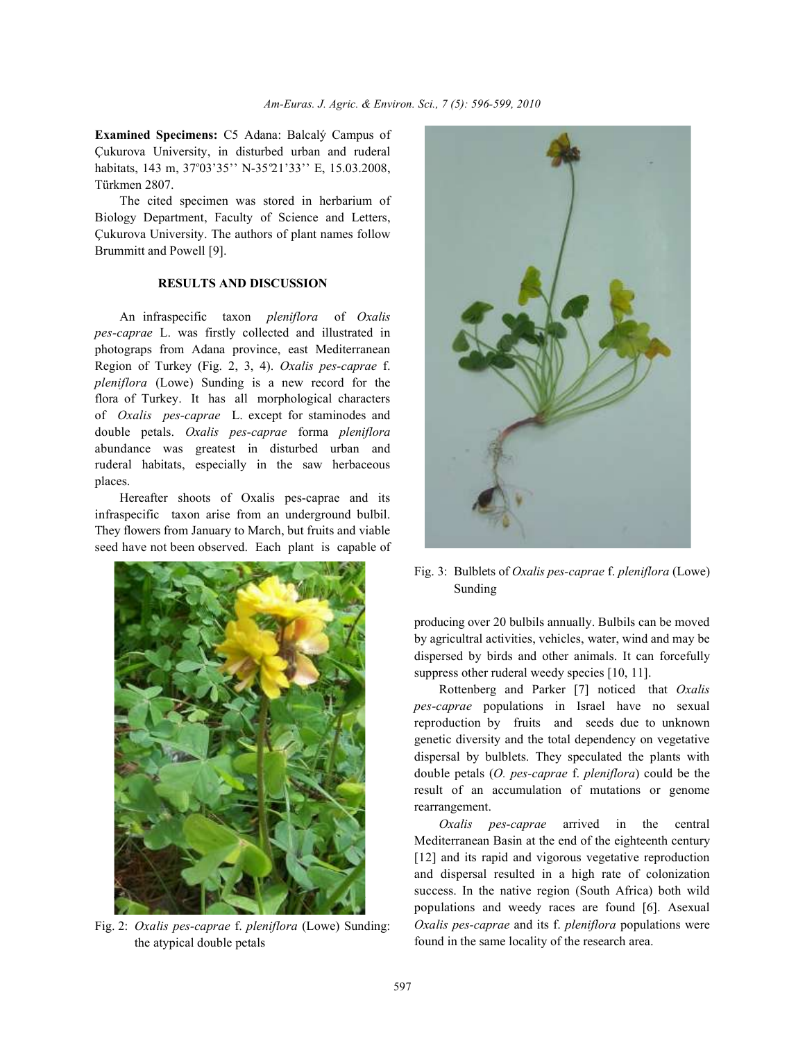**Examined Specimens:** C5 Adana: Balcalý Campus of Çukurova University, in disturbed urban and ruderal habitats, 143 m, 37º03'35'' N-35º21'33'' E, 15.03.2008, Türkmen 2807.

The cited specimen was stored in herbarium of Biology Department, Faculty of Science and Letters, Çukurova University. The authors of plant names follow Brummitt and Powell [9].

## RESULTS AND DISCUSSION

An infraspecific taxon *pleniflora* of *Oxalis pes-caprae* L. was firstly collected and illustrated in photograps from Adana province, east Mediterranean Region of Turkey (Fig. 2, 3, 4). *Oxalis pes-caprae* f. *pleniflora* (Lowe) Sunding is a new record for the flora of Turkey. It has all morphological characters of *Oxalis pes-caprae* L. except for staminodes and double petals. *Oxalis pes-caprae* forma *pleniflora* abundance was greatest in disturbed urban and ruderal habitats, especially in the saw herbaceous places.

Hereafter shoots of Oxalis pes-caprae and its infraspecific taxon arise from an underground bulbil. They flowers from January to March, but fruits and viable seed have not been observed. Each plant is capable of producing over 20 bulbils annually. Bulbils can be moved by agricultral activities, vehicles, water, wind and may be dispersed by birds and other animals. It can forcefully suppress other ruderal weedy species [10, 11].

Fig. 2: *Oxalis pes-caprae* f. *pleniflora* (Lowe) Sunding: the atypical double petals

Fig. 3: Bulblets of *Oxalis pes-caprae* f. *pleniflora* (Lowe) Sunding

Rottenberg and Parker [7] noticed that *Oxalis pes-caprae* populations in Israel have no sexual reproduction by fruits and seeds due to unknown genetic diversity and the total dependency on vegetative dispersal by bulblets. They speculated the plants with double petals (*O. pes-caprae* f. *pleniflora*) could be the result of an accumulation of mutations or genome rearrangement.

*Oxalis pes-caprae* arrived in the central Mediterranean Basin at the end of the eighteenth century [12] and its rapid and vigorous vegetative reproduction and dispersal resulted in a high rate of colonization success. In the native region (South Africa) both wild populations and weedy races are found [6]. Asexual *Oxalis pes-caprae* and its f. *pleniflora* populations were found in the same locality of the research area.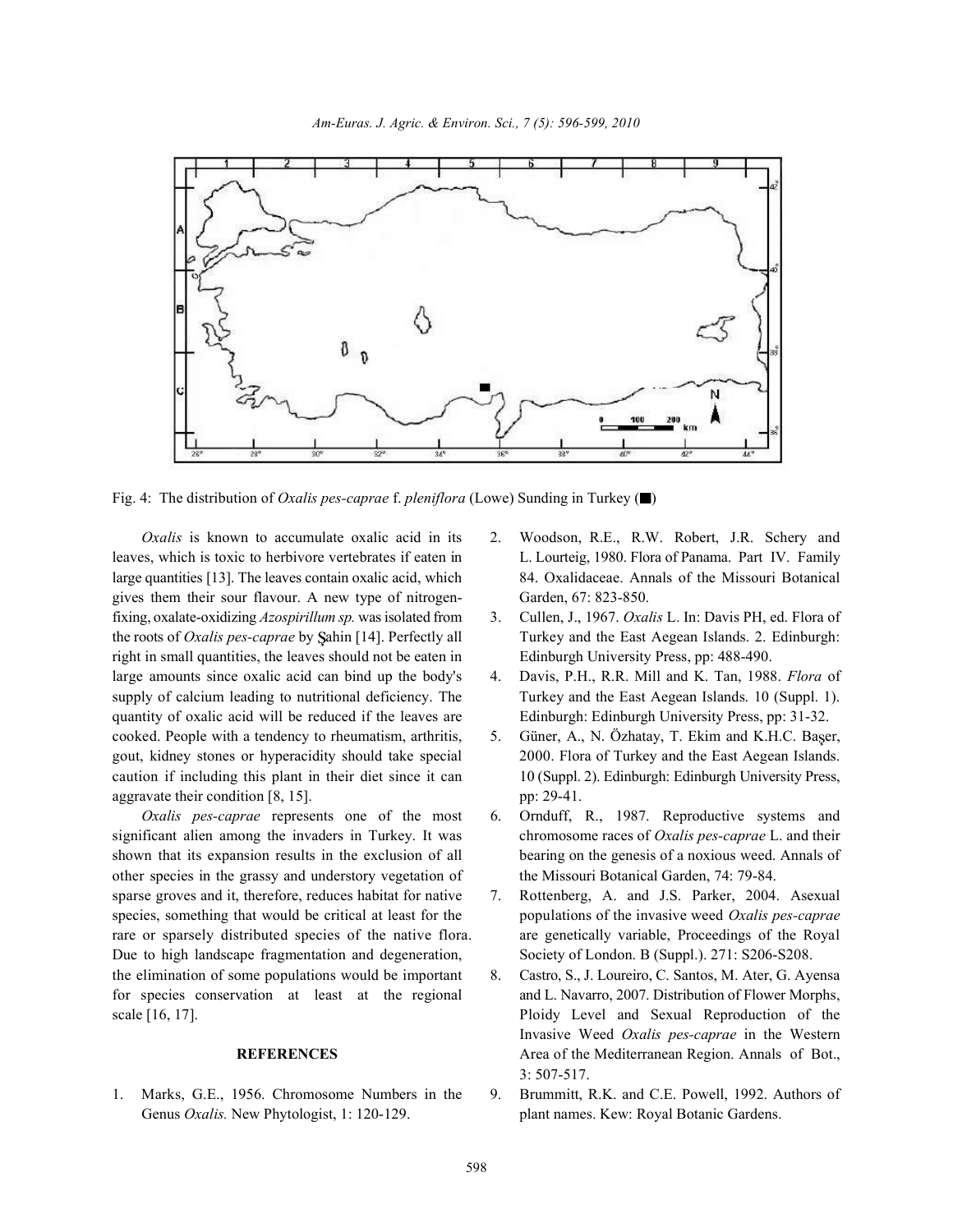Fig. 4: The distribution of *Oxalis pes-caprae* f. *pleniflora* (Lowe) Sunding in Turkey (■)

*Oxalis* is known to accumulate oxalic acid in its leaves, which is toxic to herbivore vertebrates if eaten in large quantities [13]. The leaves contain oxalic acid, which gives them their sour flavour. A new type of nitrogen-fixing, oxalate-oxidizing *Azospirillum sp.* was isolated from the roots of *Oxalis pes-caprae* by Şahin [14]. Perfectly all right in small quantities, the leaves should not be eaten in large amounts since oxalic acid can bind up the body's supply of calcium leading to nutritional deficiency. The quantity of oxalic acid will be reduced if the leaves are cooked. People with a tendency to rheumatism, arthritis, gout, kidney stones or hyperacidity should take special caution if including this plant in their diet since it can aggravate their condition [8, 15].

*Oxalis pes-caprae* represents one of the most significant alien among the invaders in Turkey. It was shown that its expansion results in the exclusion of all other species in the grassy and understory vegetation of sparse groves and it, therefore, reduces habitat for native species, something that would be critical at least for the rare or sparsely distributed species of the native flora. Due to high landscape fragmentation and degeneration, the elimination of some populations would be important for species conservation at least at the regional scale [16, 17].

## REFERENCES

1. Marks, G.E., 1956. Chromosome Numbers in the Genus *Oxalis.* New Phytologist, 1: 120-129.
2. Woodson, R.E., R.W. Robert, J.R. Schery and L. Lourteig, 1980. Flora of Panama. Part IV. Family 84. Oxalidaceae. Annals of the Missouri Botanical Garden, 67: 823-850.
3. Cullen, J., 1967. *Oxalis* L. In: Davis PH, ed. Flora of Turkey and the East Aegean Islands. 2. Edinburgh: Edinburgh University Press, pp: 488-490.
4. Davis, P.H., R.R. Mill and K. Tan, 1988. *Flora* of Turkey and the East Aegean Islands. 10 (Suppl. 1). Edinburgh: Edinburgh University Press, pp: 31-32.
5. Güner, A., N. Özhatay, T. Ekim and K.H.C. Başer, 2000. Flora of Turkey and the East Aegean Islands. 10 (Suppl. 2). Edinburgh: Edinburgh University Press, pp: 29-41.
6. Ornduff, R., 1987. Reproductive systems and chromosome races of *Oxalis pes-caprae* L. and their bearing on the genesis of a noxious weed. Annals of the Missouri Botanical Garden, 74: 79-84.
7. Rottenberg, A. and J.S. Parker, 2004. Asexual populations of the invasive weed *Oxalis pes-caprae* are genetically variable, Proceedings of the Royal Society of London. B (Suppl.). 271: S206-S208.
8. Castro, S., J. Loureiro, C. Santos, M. Ater, G. Ayensa and L. Navarro, 2007. Distribution of Flower Morphs, Ploidy Level and Sexual Reproduction of the Invasive Weed *Oxalis pes-caprae* in the Western Area of the Mediterranean Region. Annals of Bot., 3: 507-517.
9. Brummitt, R.K. and C.E. Powell, 1992. Authors of plant names. Kew: Royal Botanic Gardens.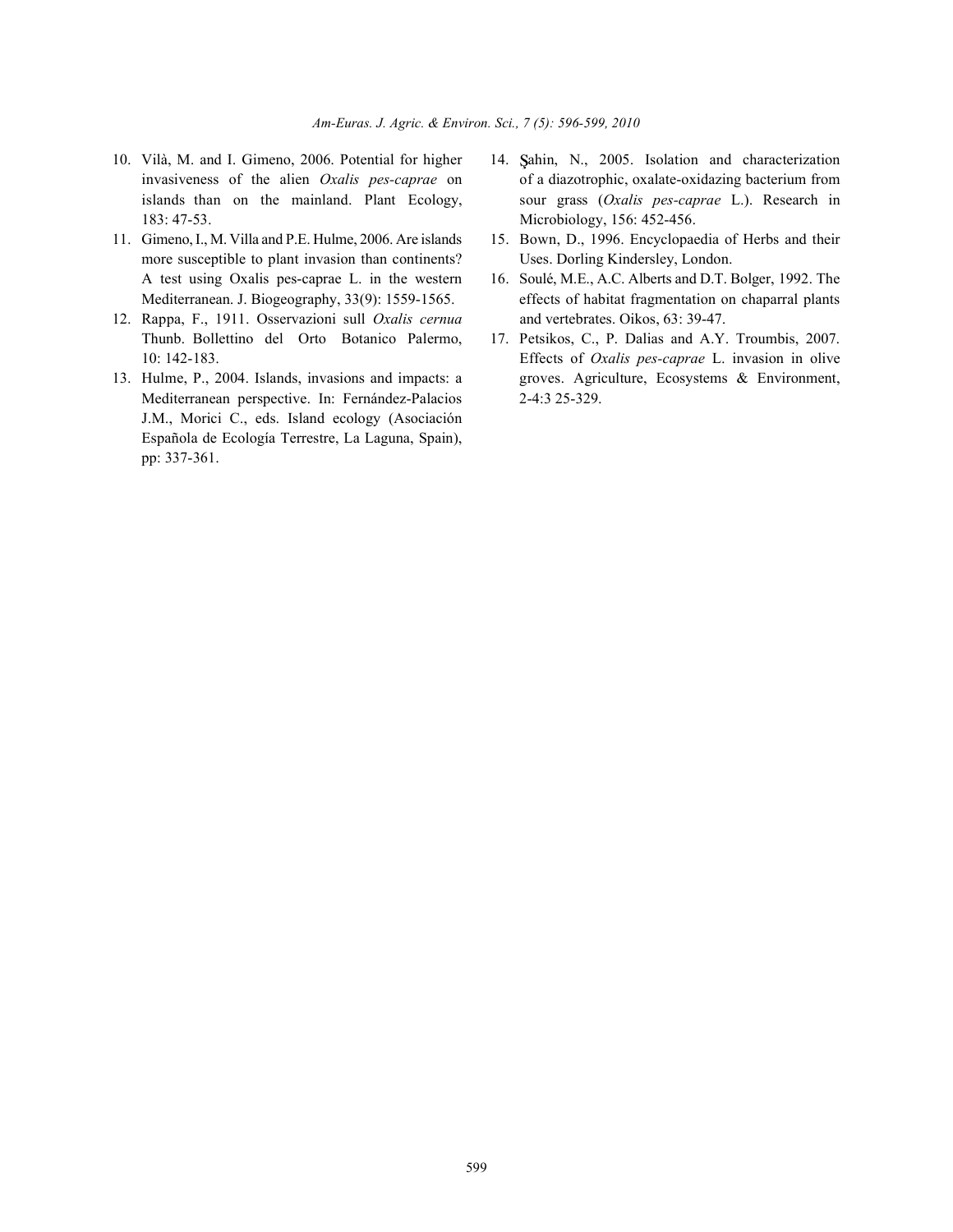10. Vilà, M. and I. Gimeno, 2006. Potential for higher invasiveness of the alien *Oxalis pes-caprae* on islands than on the mainland. Plant Ecology, 183: 47-53.
11. Gimeno, I., M. Villa and P.E. Hulme, 2006. Are islands more susceptible to plant invasion than continents? A test using Oxalis pes-caprae L. in the western Mediterranean. J. Biogeography, 33(9): 1559-1565.
12. Rappa, F., 1911. Osservazioni sull *Oxalis cernua* Thunb. Bollettino del Orto Botanico Palermo, 10: 142-183.
13. Hulme, P., 2004. Islands, invasions and impacts: a Mediterranean perspective. In: Fernández-Palacios J.M., Morici C., eds. Island ecology (Asociación Española de Ecología Terrestre, La Laguna, Spain), pp: 337-361.
14. Şahin, N., 2005. Isolation and characterization of a diazotrophic, oxalate-oxidazing bacterium from sour grass (*Oxalis pes-caprae* L.). Research in Microbiology, 156: 452-456.
15. Bown, D., 1996. Encyclopaedia of Herbs and their Uses. Dorling Kindersley, London.
16. Soulé, M.E., A.C. Alberts and D.T. Bolger, 1992. The effects of habitat fragmentation on chaparral plants and vertebrates. Oikos, 63: 39-47.
17. Petsikos, C., P. Dalias and A.Y. Troumbis, 2007. Effects of *Oxalis pes-caprae* L. invasion in olive groves. Agriculture, Ecosystems & Environment, 2-4:3 25-329.